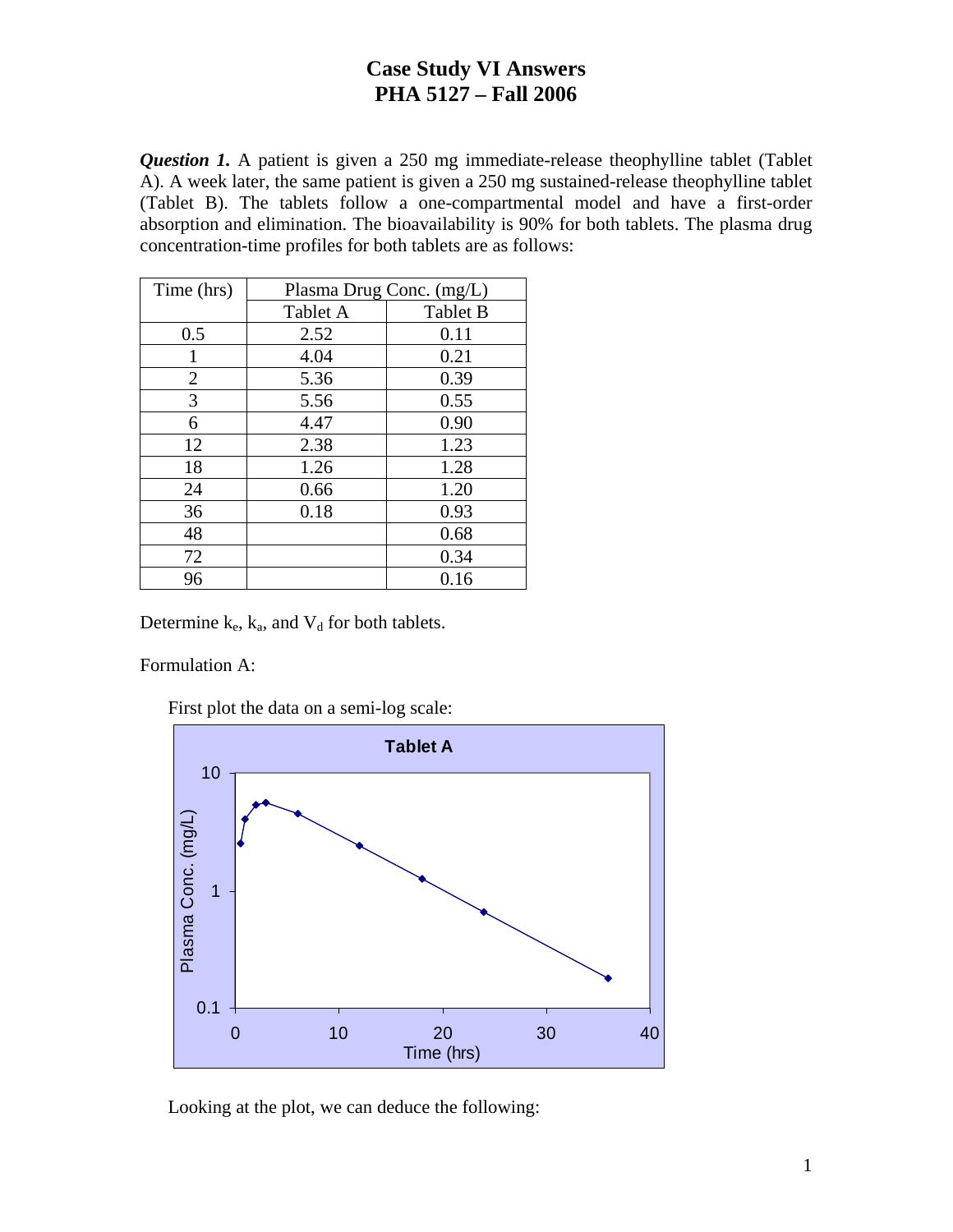# Case Study VI Answers
## PHA 5127 – Fall 2006

***Question 1.*** A patient is given a 250 mg immediate-release theophylline tablet (Tablet A). A week later, the same patient is given a 250 mg sustained-release theophylline tablet (Tablet B). The tablets follow a one-compartmental model and have a first-order absorption and elimination. The bioavailability is 90% for both tablets. The plasma drug concentration-time profiles for both tablets are as follows:

| Time (hrs) | Plasma Drug Conc. (mg/L) | |
|---|---|---|
| | Tablet A | Tablet B |
| 0.5 | 2.52 | 0.11 |
| 1 | 4.04 | 0.21 |
| 2 | 5.36 | 0.39 |
| 3 | 5.56 | 0.55 |
| 6 | 4.47 | 0.90 |
| 12 | 2.38 | 1.23 |
| 18 | 1.26 | 1.28 |
| 24 | 0.66 | 1.20 |
| 36 | 0.18 | 0.93 |
| 48 | | 0.68 |
| 72 | | 0.34 |
| 96 | | 0.16 |

Determine $k_e$, $k_a$, and $V_d$ for both tablets.

Formulation A:

First plot the data on a semi-log scale:

Looking at the plot, we can deduce the following: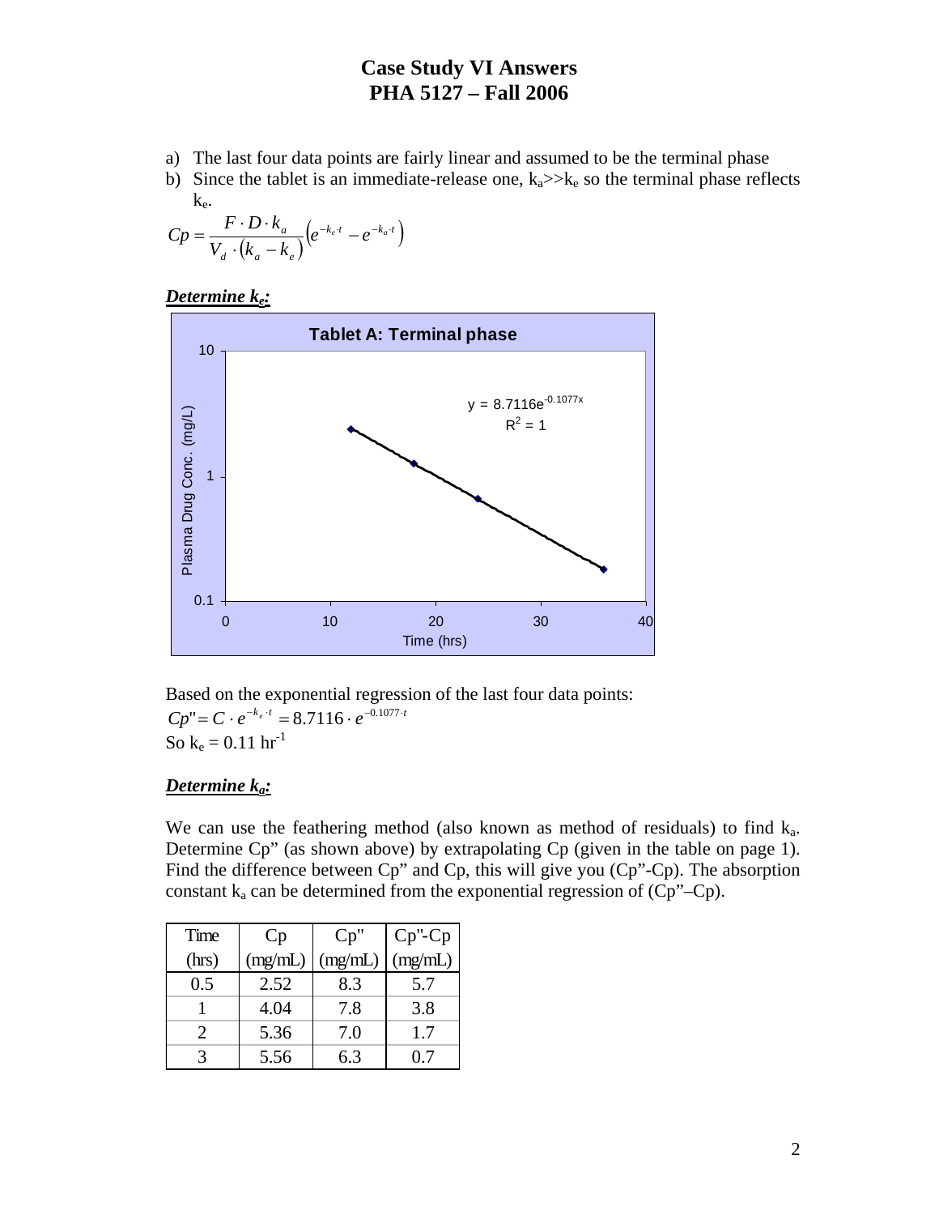# Case Study VI Answers
# PHA 5127 – Fall 2006

a) The last four data points are fairly linear and assumed to be the terminal phase
b) Since the tablet is an immediate-release one, $k_a >> k_e$ so the terminal phase reflects $k_e$.

$$Cp = \frac{F \cdot D \cdot k_a}{V_d \cdot (k_a - k_e)} \left( e^{-k_e \cdot t} - e^{-k_a \cdot t} \right)$$

***Determine $k_e$:***

Tablet A: Terminal phase

$y = 8.7116e^{-0.1077x}$
$R^2 = 1$

Based on the exponential regression of the last four data points:

$Cp" = C \cdot e^{-k_e \cdot t} = 8.7116 \cdot e^{-0.1077 \cdot t}$

So $k_e = 0.11\ hr^{-1}$

***Determine $k_a$:***

We can use the feathering method (also known as method of residuals) to find $k_a$. Determine Cp" (as shown above) by extrapolating Cp (given in the table on page 1). Find the difference between Cp" and Cp, this will give you (Cp"-Cp). The absorption constant $k_a$ can be determined from the exponential regression of (Cp"–Cp).

| Time (hrs) | Cp (mg/mL) | Cp" (mg/mL) | Cp"-Cp (mg/mL) |
|---|---|---|---|
| 0.5 | 2.52 | 8.3 | 5.7 |
| 1 | 4.04 | 7.8 | 3.8 |
| 2 | 5.36 | 7.0 | 1.7 |
| 3 | 5.56 | 6.3 | 0.7 |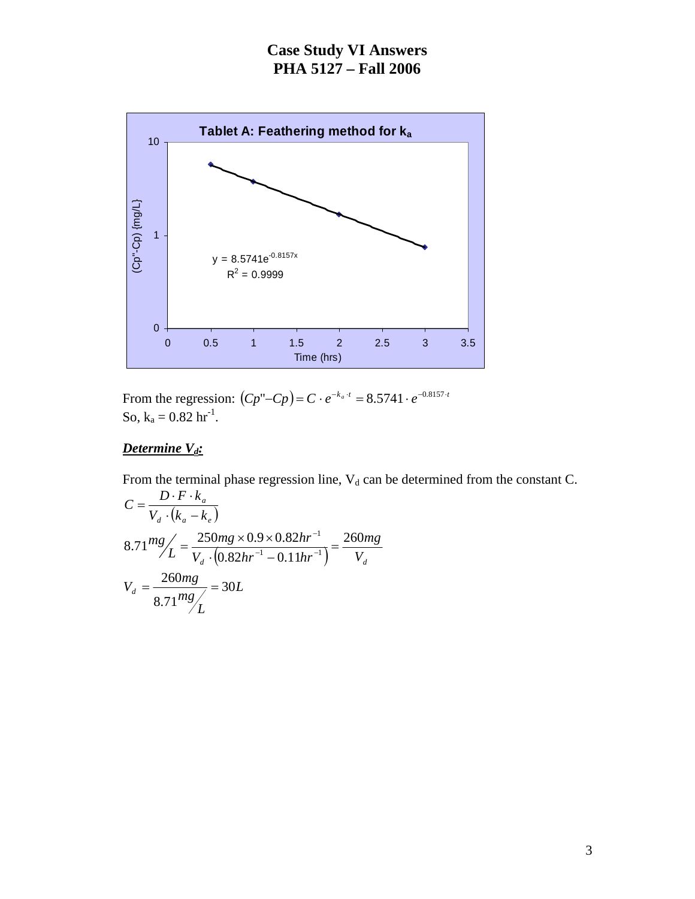# Case Study VI Answers
# PHA 5127 – Fall 2006

**Tablet A: Feathering method for $k_a$**

(Cp"-Cp) {mg/L}

$y = 8.5741e^{-0.8157x}$

$R^2 = 0.9999$

Time (hrs)

From the regression: $(Cp''-Cp) = C \cdot e^{-k_a \cdot t} = 8.5741 \cdot e^{-0.8157 \cdot t}$

So, $k_a = 0.82\ hr^{-1}$.

***Determine $V_d$:***

From the terminal phase regression line, $V_d$ can be determined from the constant C.

$$C = \frac{D \cdot F \cdot k_a}{V_d \cdot (k_a - k_e)}$$

$$8.71\,{}^{mg}\!/_{L} = \frac{250mg \times 0.9 \times 0.82hr^{-1}}{V_d \cdot (0.82hr^{-1} - 0.11hr^{-1})} = \frac{260mg}{V_d}$$

$$V_d = \frac{260mg}{8.71\,{}^{mg}\!/_{L}} = 30L$$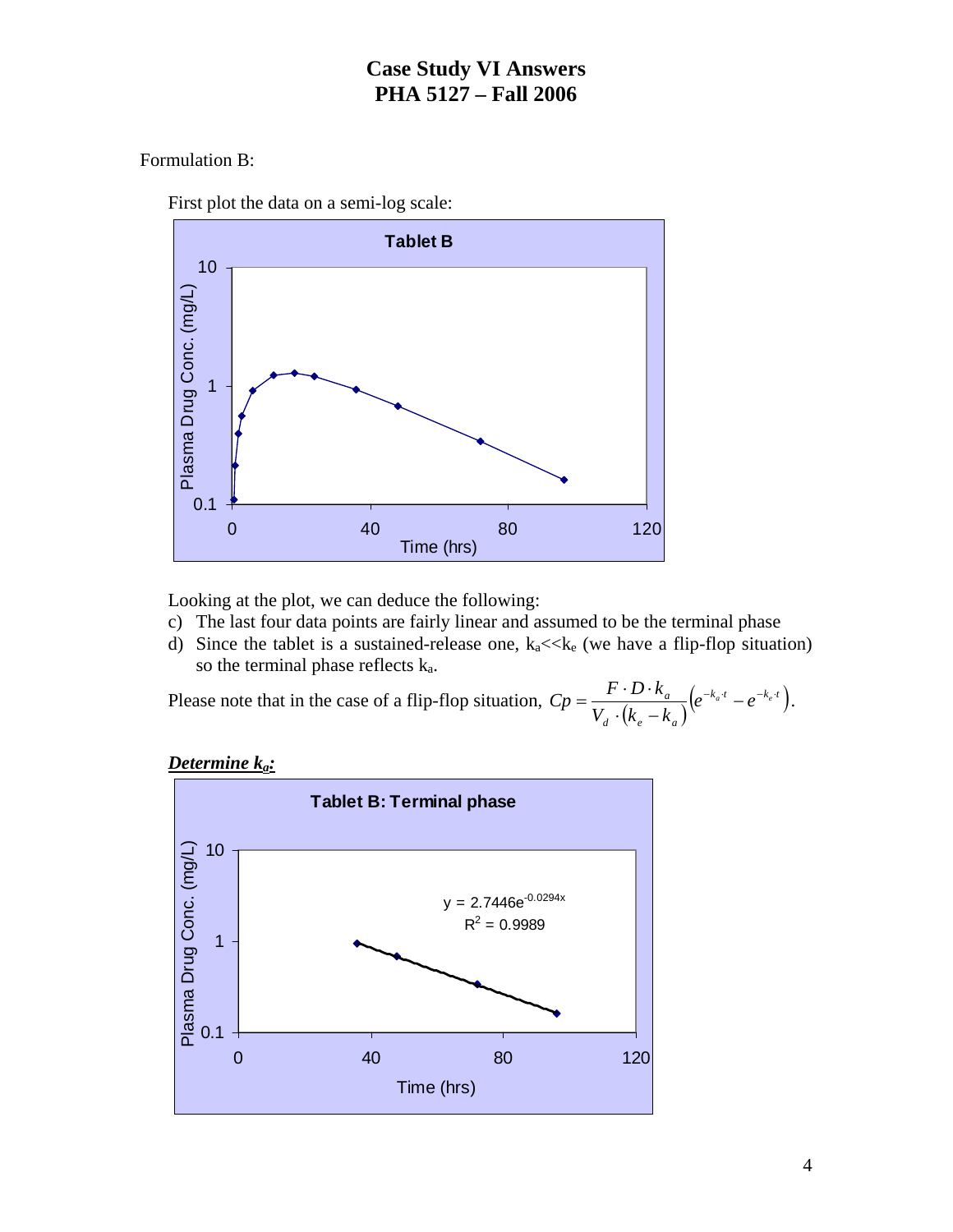# Case Study VI Answers
# PHA 5127 – Fall 2006

Formulation B:

First plot the data on a semi-log scale:

Looking at the plot, we can deduce the following:

c) The last four data points are fairly linear and assumed to be the terminal phase
d) Since the tablet is a sustained-release one, $k_a << k_e$ (we have a flip-flop situation) so the terminal phase reflects $k_a$.

Please note that in the case of a flip-flop situation, $Cp = \frac{F \cdot D \cdot k_a}{V_d \cdot (k_e - k_a)} \left( e^{-k_a \cdot t} - e^{-k_e \cdot t} \right)$.

***Determine $k_a$:***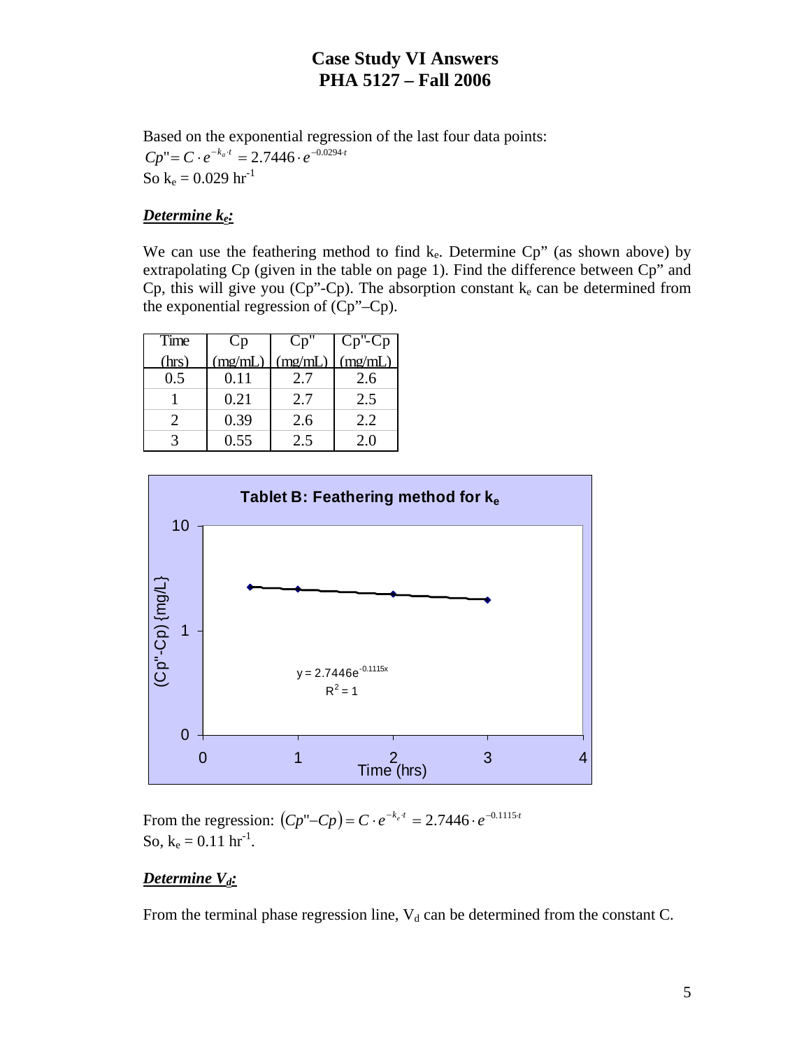# Case Study VI Answers
# PHA 5127 – Fall 2006

Based on the exponential regression of the last four data points:

$$Cp" = C \cdot e^{-k_a \cdot t} = 2.7446 \cdot e^{-0.0294 \cdot t}$$

So $k_e = 0.029\ hr^{-1}$

***Determine $k_e$:***

We can use the feathering method to find $k_e$. Determine Cp" (as shown above) by extrapolating Cp (given in the table on page 1). Find the difference between Cp" and Cp, this will give you (Cp"-Cp). The absorption constant $k_e$ can be determined from the exponential regression of (Cp"–Cp).

| Time (hrs) | Cp (mg/mL) | Cp" (mg/mL) | Cp"-Cp (mg/mL) |
|---|---|---|---|
| 0.5 | 0.11 | 2.7 | 2.6 |
| 1 | 0.21 | 2.7 | 2.5 |
| 2 | 0.39 | 2.6 | 2.2 |
| 3 | 0.55 | 2.5 | 2.0 |

**Tablet B: Feathering method for $k_e$**

(Chart: (Cp"-Cp) {mg/L} vs. Time (hrs); $y = 2.7446e^{-0.1115x}$, $R^2 = 1$)

From the regression: $(Cp"–Cp) = C \cdot e^{-k_e \cdot t} = 2.7446 \cdot e^{-0.1115 \cdot t}$

So, $k_e = 0.11\ hr^{-1}$.

***Determine $V_d$:***

From the terminal phase regression line, $V_d$ can be determined from the constant C.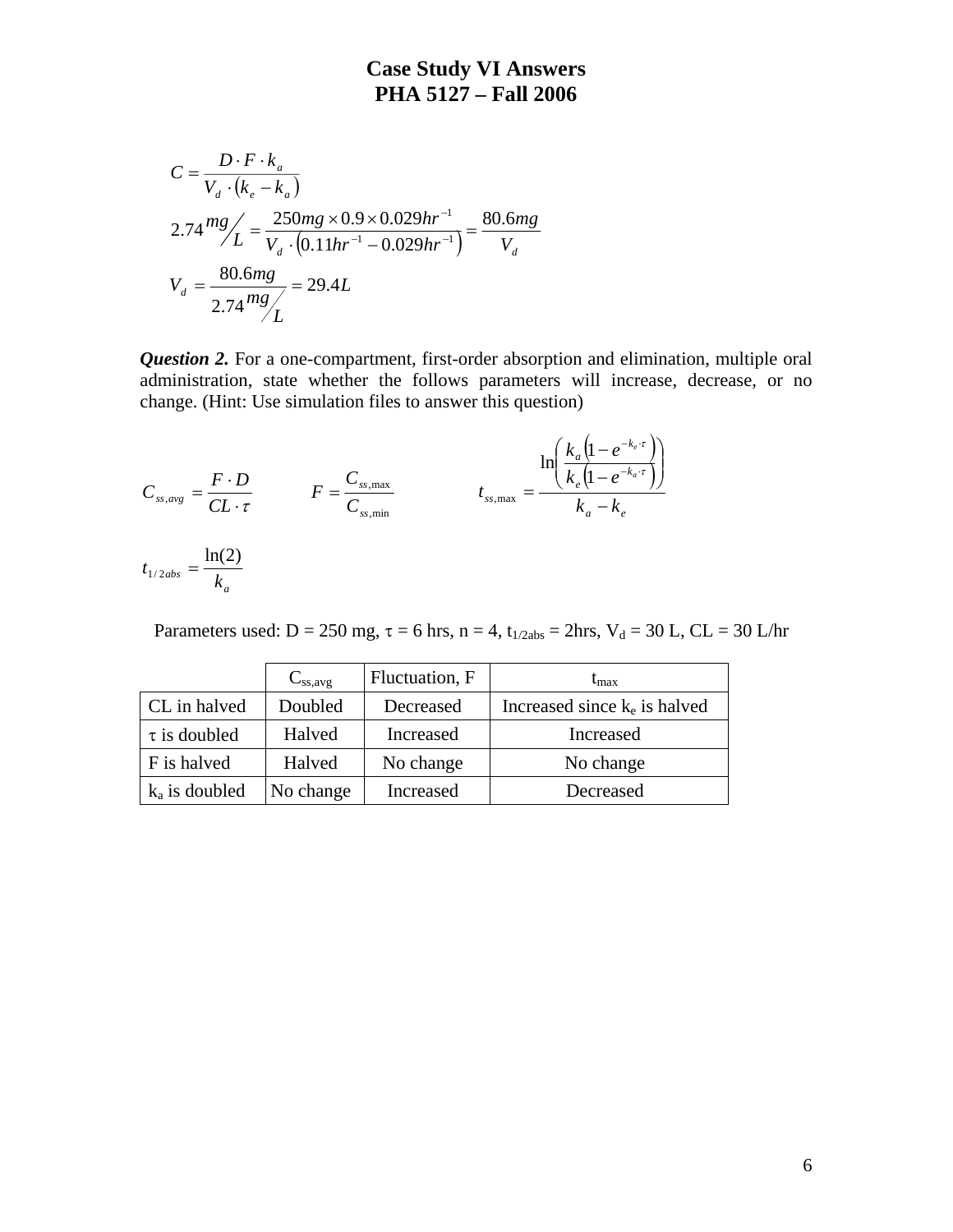# Case Study VI Answers
## PHA 5127 – Fall 2006

$$C = \frac{D \cdot F \cdot k_a}{V_d \cdot (k_e - k_a)}$$

$$2.74\, mg/L = \frac{250mg \times 0.9 \times 0.029hr^{-1}}{V_d \cdot (0.11hr^{-1} - 0.029hr^{-1})} = \frac{80.6mg}{V_d}$$

$$V_d = \frac{80.6mg}{2.74\, mg/L} = 29.4L$$

***Question 2.*** For a one-compartment, first-order absorption and elimination, multiple oral administration, state whether the follows parameters will increase, decrease, or no change. (Hint: Use simulation files to answer this question)

$$C_{ss,avg} = \frac{F \cdot D}{CL \cdot \tau} \qquad F = \frac{C_{ss,\max}}{C_{ss,\min}} \qquad t_{ss,\max} = \frac{\ln\left(\frac{k_a\left(1 - e^{-k_e \cdot \tau}\right)}{k_e\left(1 - e^{-k_a \cdot \tau}\right)}\right)}{k_a - k_e}$$

$$t_{1/2abs} = \frac{\ln(2)}{k_a}$$

Parameters used: D = 250 mg, $\tau$ = 6 hrs, n = 4, $t_{1/2abs}$ = 2hrs, $V_d$ = 30 L, CL = 30 L/hr

| | $C_{ss,avg}$ | Fluctuation, F | $t_{max}$ |
|---|---|---|---|
| CL in halved | Doubled | Decreased | Increased since $k_e$ is halved |
| $\tau$ is doubled | Halved | Increased | Increased |
| F is halved | Halved | No change | No change |
| $k_a$ is doubled | No change | Increased | Decreased |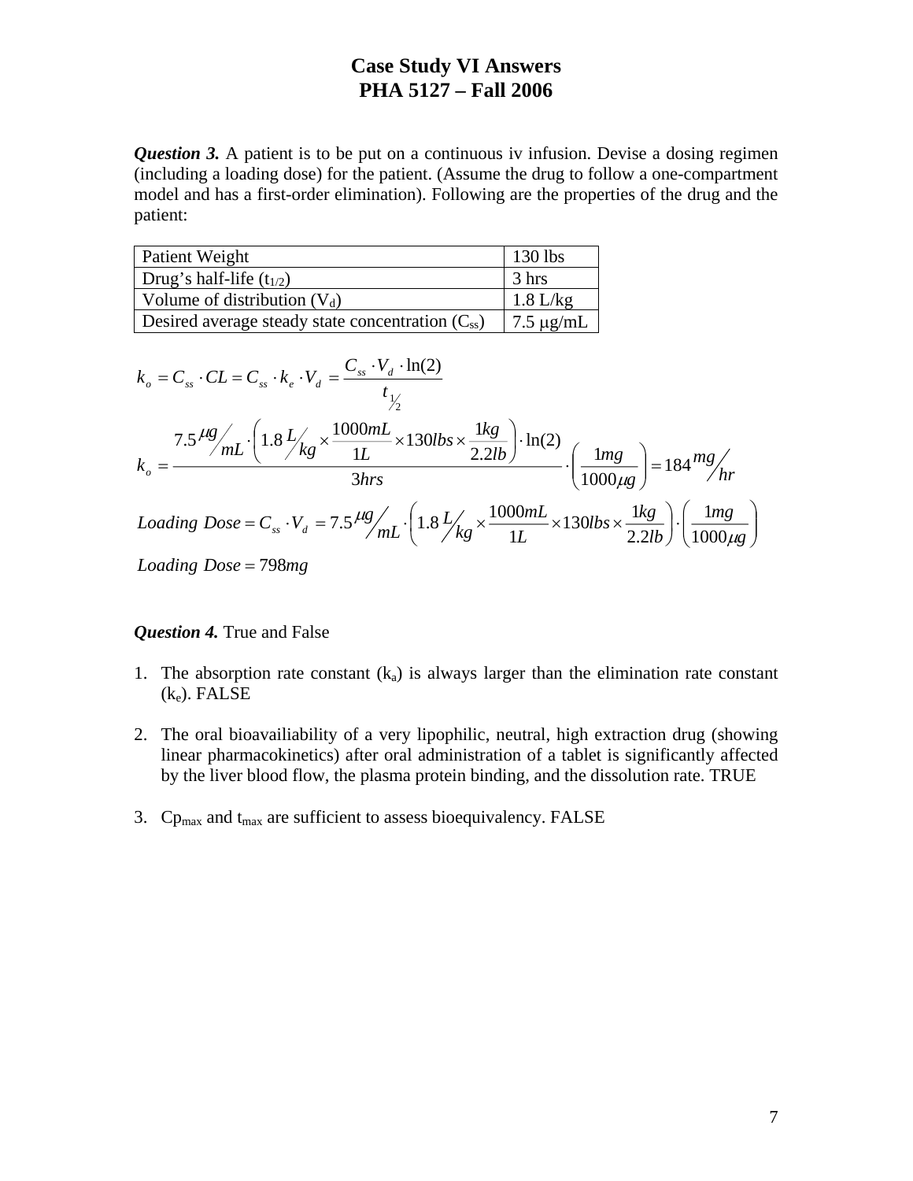# Case Study VI Answers
# PHA 5127 – Fall 2006

***Question 3.*** A patient is to be put on a continuous iv infusion. Devise a dosing regimen (including a loading dose) for the patient. (Assume the drug to follow a one-compartment model and has a first-order elimination). Following are the properties of the drug and the patient:

| Patient Weight | 130 lbs |
|---|---|
| Drug's half-life ($t_{1/2}$) | 3 hrs |
| Volume of distribution ($V_d$) | 1.8 L/kg |
| Desired average steady state concentration ($C_{ss}$) | 7.5 μg/mL |

$$k_o = C_{ss} \cdot CL = C_{ss} \cdot k_e \cdot V_d = \frac{C_{ss} \cdot V_d \cdot \ln(2)}{t_{1/2}}$$

$$k_o = \frac{7.5 \, {}^{\mu g}\!/_{mL} \cdot \left(1.8 \, {}^{L}\!/_{kg} \times \frac{1000mL}{1L} \times 130lbs \times \frac{1kg}{2.2lb}\right) \cdot \ln(2)}{3hrs} \cdot \left(\frac{1mg}{1000\mu g}\right) = 184 \, {}^{mg}\!/_{hr}$$

$$Loading\ Dose = C_{ss} \cdot V_d = 7.5 \, {}^{\mu g}\!/_{mL} \cdot \left(1.8 \, {}^{L}\!/_{kg} \times \frac{1000mL}{1L} \times 130lbs \times \frac{1kg}{2.2lb}\right) \cdot \left(\frac{1mg}{1000\mu g}\right)$$

$$Loading\ Dose = 798mg$$

***Question 4.*** True and False

1. The absorption rate constant ($k_a$) is always larger than the elimination rate constant ($k_e$). FALSE

2. The oral bioavailiability of a very lipophilic, neutral, high extraction drug (showing linear pharmacokinetics) after oral administration of a tablet is significantly affected by the liver blood flow, the plasma protein binding, and the dissolution rate. TRUE

3. $Cp_{max}$ and $t_{max}$ are sufficient to assess bioequivalency. FALSE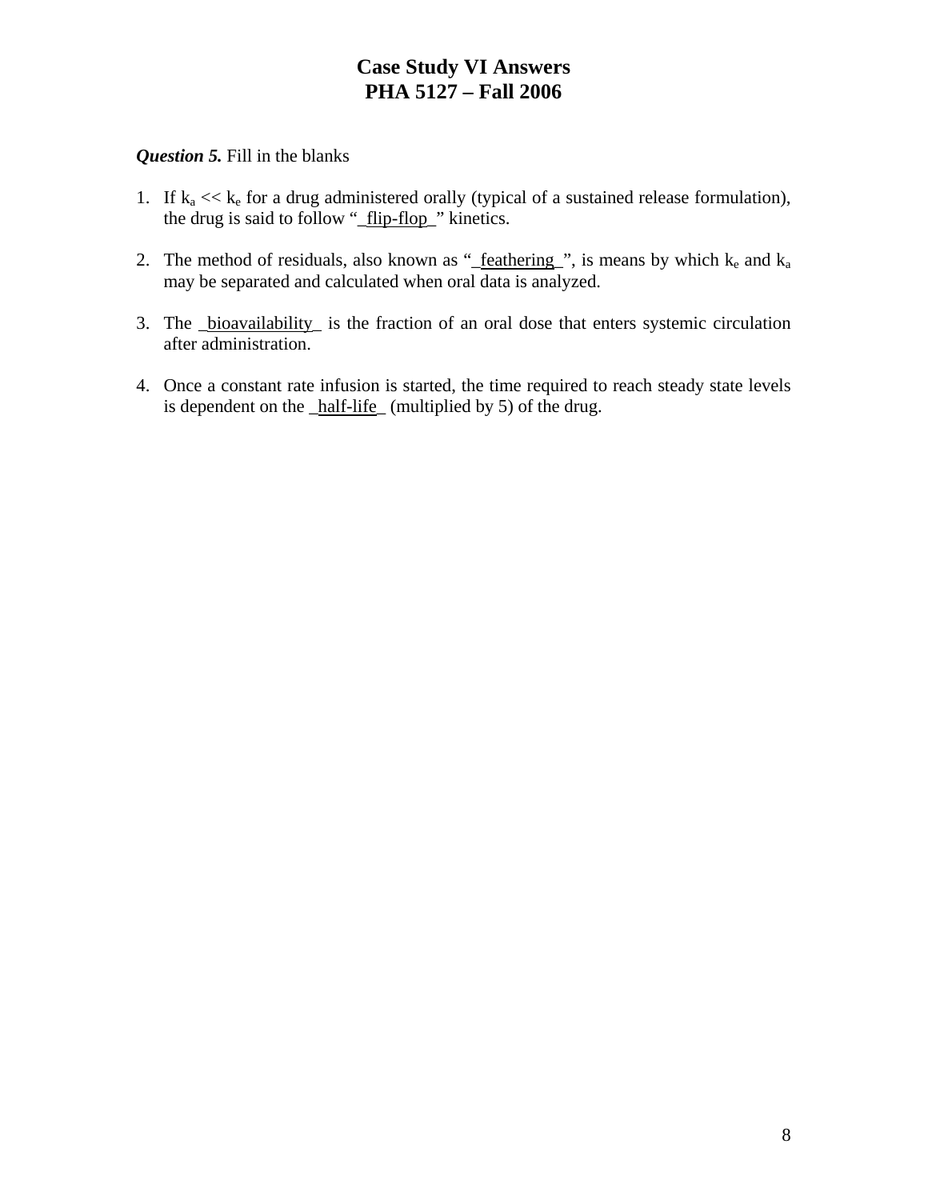# Case Study VI Answers
# PHA 5127 – Fall 2006

***Question 5.*** Fill in the blanks

1. If $k_a << k_e$ for a drug administered orally (typical of a sustained release formulation), the drug is said to follow "_flip-flop_" kinetics.

2. The method of residuals, also known as "_feathering_", is means by which $k_e$ and $k_a$ may be separated and calculated when oral data is analyzed.

3. The _bioavailability_ is the fraction of an oral dose that enters systemic circulation after administration.

4. Once a constant rate infusion is started, the time required to reach steady state levels is dependent on the _half-life_ (multiplied by 5) of the drug.